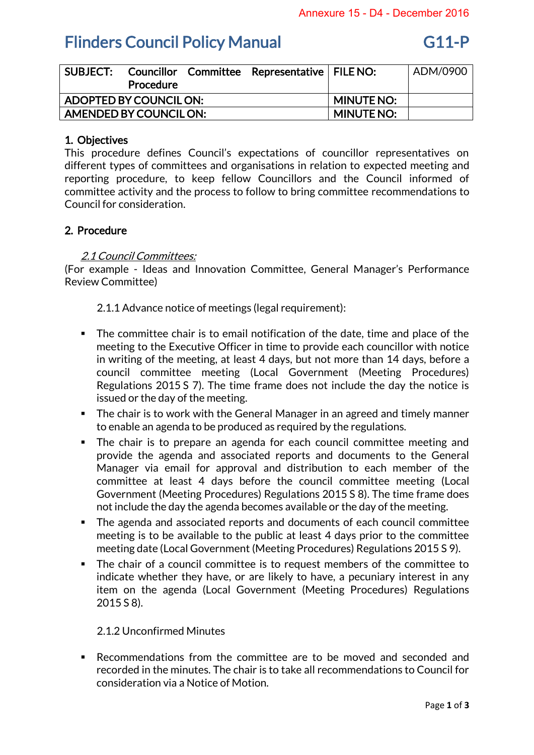Annexure 15 - D4 - December 2016

# Flinders Council Policy Manual G11-P

| SUBJECT: Councillor Committee Representative Procedure | FILE NO: | ADM/0900 |
|---|---|---|
| ADOPTED BY COUNCIL ON: | MINUTE NO: | |
| AMENDED BY COUNCIL ON: | MINUTE NO: | |

## 1. Objectives

This procedure defines Council's expectations of councillor representatives on different types of committees and organisations in relation to expected meeting and reporting procedure, to keep fellow Councillors and the Council informed of committee activity and the process to follow to bring committee recommendations to Council for consideration.

## 2. Procedure

*2.1 Council Committees:*

(For example - Ideas and Innovation Committee, General Manager's Performance Review Committee)

2.1.1 Advance notice of meetings (legal requirement):

- The committee chair is to email notification of the date, time and place of the meeting to the Executive Officer in time to provide each councillor with notice in writing of the meeting, at least 4 days, but not more than 14 days, before a council committee meeting (Local Government (Meeting Procedures) Regulations 2015 S 7). The time frame does not include the day the notice is issued or the day of the meeting.
- The chair is to work with the General Manager in an agreed and timely manner to enable an agenda to be produced as required by the regulations.
- The chair is to prepare an agenda for each council committee meeting and provide the agenda and associated reports and documents to the General Manager via email for approval and distribution to each member of the committee at least 4 days before the council committee meeting (Local Government (Meeting Procedures) Regulations 2015 S 8). The time frame does not include the day the agenda becomes available or the day of the meeting.
- The agenda and associated reports and documents of each council committee meeting is to be available to the public at least 4 days prior to the committee meeting date (Local Government (Meeting Procedures) Regulations 2015 S 9).
- The chair of a council committee is to request members of the committee to indicate whether they have, or are likely to have, a pecuniary interest in any item on the agenda (Local Government (Meeting Procedures) Regulations 2015 S 8).

2.1.2 Unconfirmed Minutes

- Recommendations from the committee are to be moved and seconded and recorded in the minutes. The chair is to take all recommendations to Council for consideration via a Notice of Motion.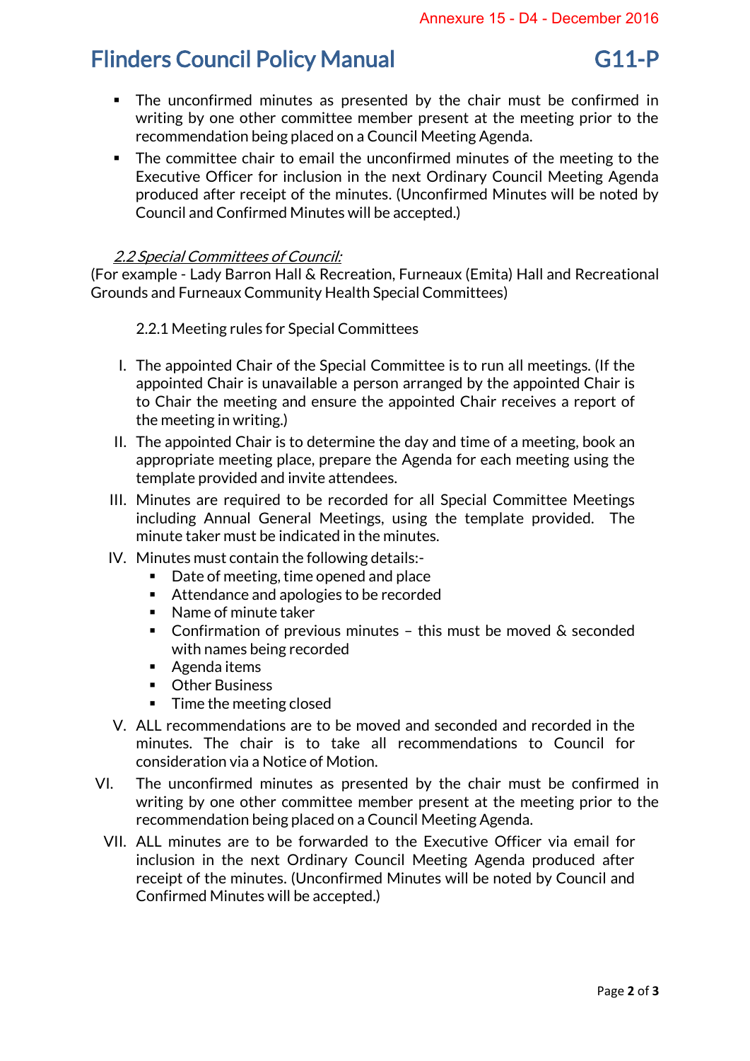- The unconfirmed minutes as presented by the chair must be confirmed in writing by one other committee member present at the meeting prior to the recommendation being placed on a Council Meeting Agenda.
- The committee chair to email the unconfirmed minutes of the meeting to the Executive Officer for inclusion in the next Ordinary Council Meeting Agenda produced after receipt of the minutes. (Unconfirmed Minutes will be noted by Council and Confirmed Minutes will be accepted.)

*2.2 Special Committees of Council:*

(For example - Lady Barron Hall & Recreation, Furneaux (Emita) Hall and Recreational Grounds and Furneaux Community Health Special Committees)

2.2.1 Meeting rules for Special Committees

I. The appointed Chair of the Special Committee is to run all meetings. (If the appointed Chair is unavailable a person arranged by the appointed Chair is to Chair the meeting and ensure the appointed Chair receives a report of the meeting in writing.)

II. The appointed Chair is to determine the day and time of a meeting, book an appropriate meeting place, prepare the Agenda for each meeting using the template provided and invite attendees.

III. Minutes are required to be recorded for all Special Committee Meetings including Annual General Meetings, using the template provided. The minute taker must be indicated in the minutes.

IV. Minutes must contain the following details:-
   - Date of meeting, time opened and place
   - Attendance and apologies to be recorded
   - Name of minute taker
   - Confirmation of previous minutes – this must be moved & seconded with names being recorded
   - Agenda items
   - Other Business
   - Time the meeting closed

V. ALL recommendations are to be moved and seconded and recorded in the minutes. The chair is to take all recommendations to Council for consideration via a Notice of Motion.

VI. The unconfirmed minutes as presented by the chair must be confirmed in writing by one other committee member present at the meeting prior to the recommendation being placed on a Council Meeting Agenda.

VII. ALL minutes are to be forwarded to the Executive Officer via email for inclusion in the next Ordinary Council Meeting Agenda produced after receipt of the minutes. (Unconfirmed Minutes will be noted by Council and Confirmed Minutes will be accepted.)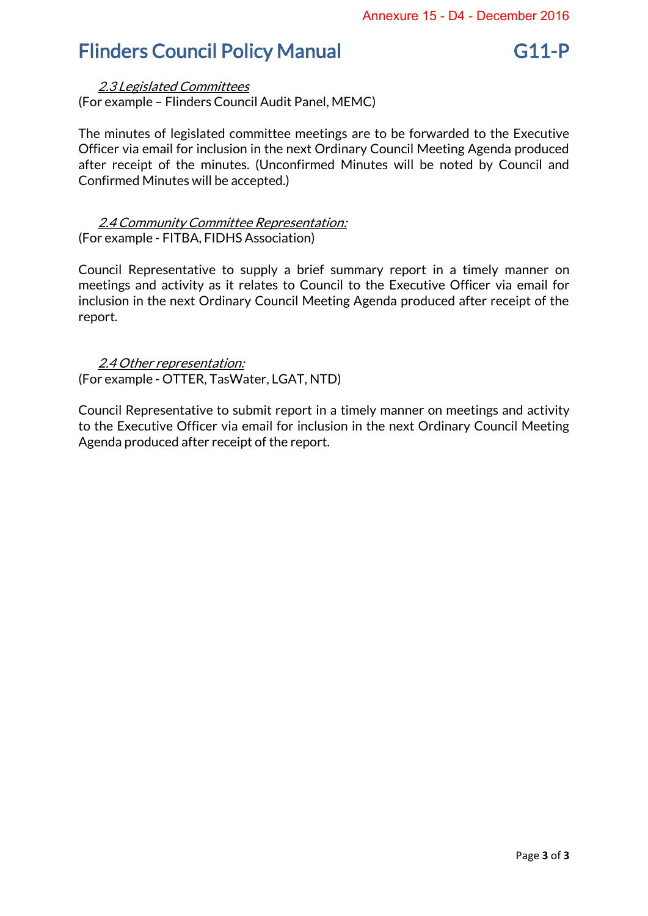*2.3 Legislated Committees*
(For example – Flinders Council Audit Panel, MEMC)

The minutes of legislated committee meetings are to be forwarded to the Executive Officer via email for inclusion in the next Ordinary Council Meeting Agenda produced after receipt of the minutes. (Unconfirmed Minutes will be noted by Council and Confirmed Minutes will be accepted.)

*2.4 Community Committee Representation:*
(For example - FITBA, FIDHS Association)

Council Representative to supply a brief summary report in a timely manner on meetings and activity as it relates to Council to the Executive Officer via email for inclusion in the next Ordinary Council Meeting Agenda produced after receipt of the report.

*2.4 Other representation:*
(For example - OTTER, TasWater, LGAT, NTD)

Council Representative to submit report in a timely manner on meetings and activity to the Executive Officer via email for inclusion in the next Ordinary Council Meeting Agenda produced after receipt of the report.